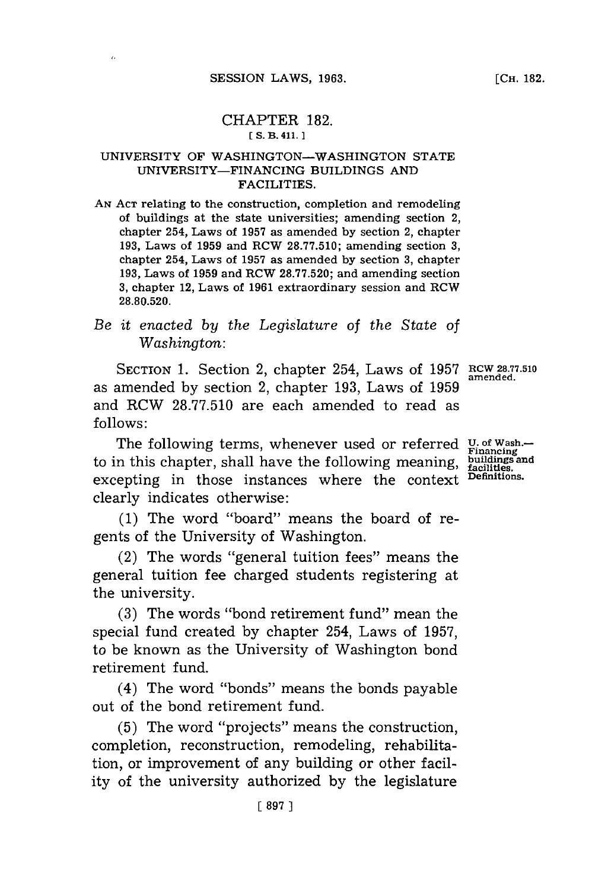# CHAPTER 182.

[S. B. 411.]

## UNIVERSITY OF WASHINGTON—WASHINGTON STATE UNIVERSITY—FINANCING BUILDINGS AND FACILITIES.

AN ACT relating to the construction, completion and remodeling of buildings at the state universities; amending section 2, chapter 254, Laws of 1957 as amended by section 2, chapter 193, Laws of 1959 and RCW 28.77.510; amending section 3, chapter 254, Laws of 1957 as amended by section 3, chapter 193, Laws of 1959 and RCW 28.77.520; and amending section 3, chapter 12, Laws of 1961 extraordinary session and RCW 28.80.520.

*Be it enacted by the Legislature of the State of Washington:*

SECTION 1. Section 2, chapter 254, Laws of 1957 as amended by section 2, chapter 193, Laws of 1959 and RCW 28.77.510 are each amended to read as follows:

**RCW 28.77.510 amended.**

The following terms, whenever used or referred to in this chapter, shall have the following meaning, excepting in those instances where the context clearly indicates otherwise:

**U. of Wash.—Financing buildings and facilities. Definitions.**

(1) The word "board" means the board of regents of the University of Washington.

(2) The words "general tuition fees" means the general tuition fee charged students registering at the university.

(3) The words "bond retirement fund" mean the special fund created by chapter 254, Laws of 1957, to be known as the University of Washington bond retirement fund.

(4) The word "bonds" means the bonds payable out of the bond retirement fund.

(5) The word "projects" means the construction, completion, reconstruction, remodeling, rehabilitation, or improvement of any building or other facility of the university authorized by the legislature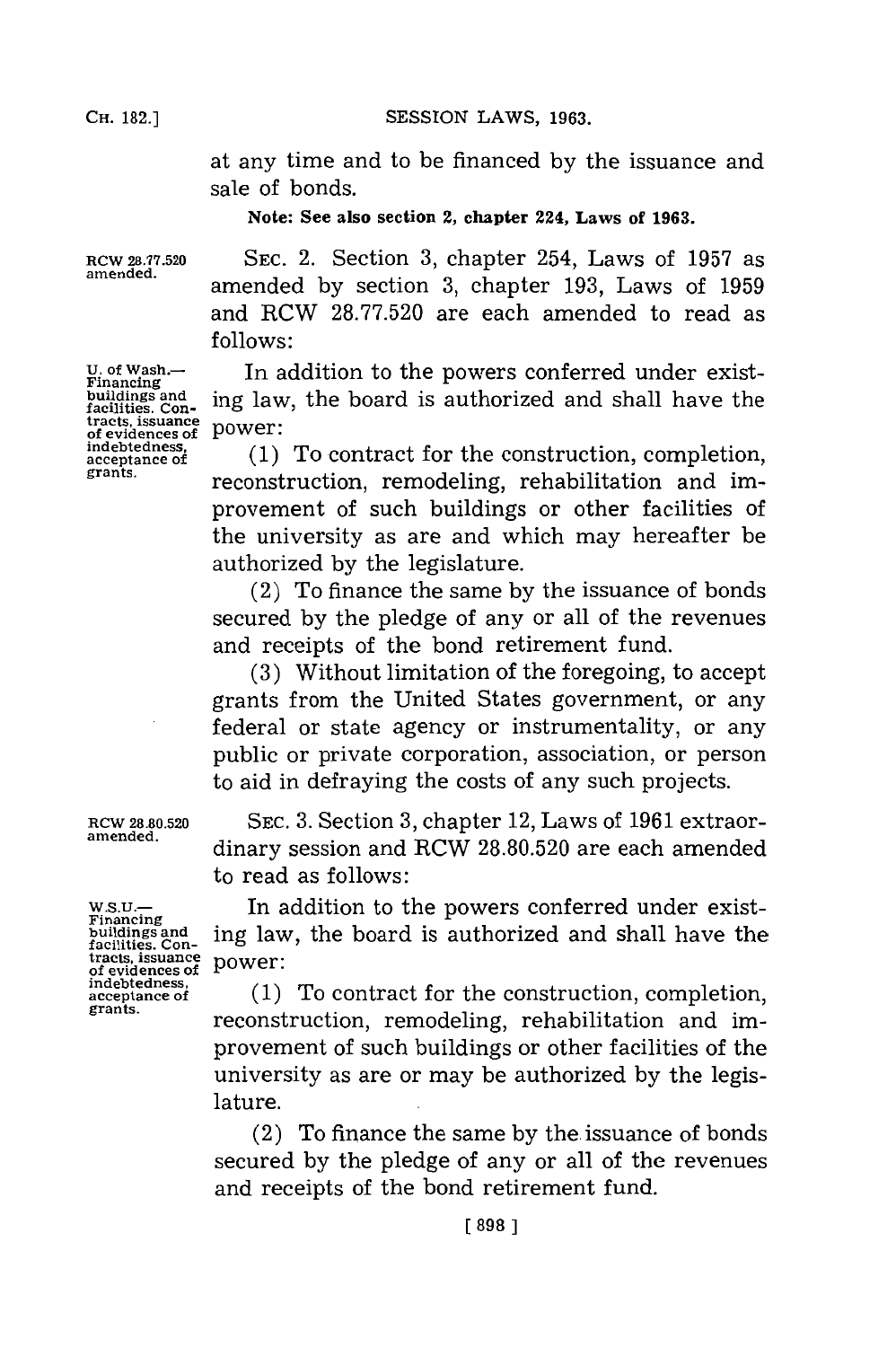at any time and to be financed by the issuance and sale of bonds.

**Note: See also section 2, chapter 224, Laws of 1963.**

RCW 28.77.520 amended.

SEC. 2. Section 3, chapter 254, Laws of 1957 as amended by section 3, chapter 193, Laws of 1959 and RCW 28.77.520 are each amended to read as follows:

U. of Wash.—Financing buildings and facilities. Contracts, issuance of evidences of indebtedness, acceptance of grants.

In addition to the powers conferred under existing law, the board is authorized and shall have the power:

(1) To contract for the construction, completion, reconstruction, remodeling, rehabilitation and improvement of such buildings or other facilities of the university as are and which may hereafter be authorized by the legislature.

(2) To finance the same by the issuance of bonds secured by the pledge of any or all of the revenues and receipts of the bond retirement fund.

(3) Without limitation of the foregoing, to accept grants from the United States government, or any federal or state agency or instrumentality, or any public or private corporation, association, or person to aid in defraying the costs of any such projects.

RCW 28.80.520 amended.

SEC. 3. Section 3, chapter 12, Laws of 1961 extraordinary session and RCW 28.80.520 are each amended to read as follows:

W.S.U.—Financing buildings and facilities. Contracts, issuance of evidences of indebtedness, acceptance of grants.

In addition to the powers conferred under existing law, the board is authorized and shall have the power:

(1) To contract for the construction, completion, reconstruction, remodeling, rehabilitation and improvement of such buildings or other facilities of the university as are or may be authorized by the legislature.

(2) To finance the same by the issuance of bonds secured by the pledge of any or all of the revenues and receipts of the bond retirement fund.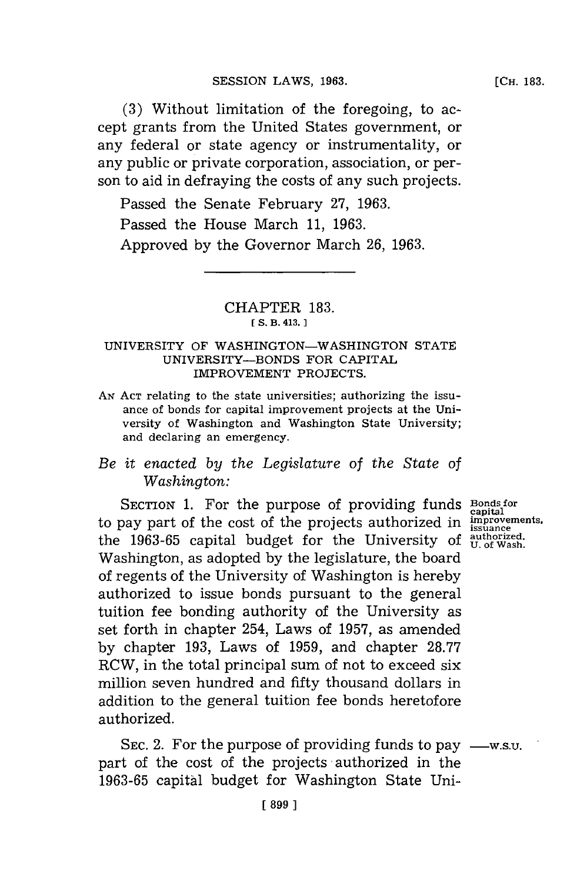(3) Without limitation of the foregoing, to accept grants from the United States government, or any federal or state agency or instrumentality, or any public or private corporation, association, or person to aid in defraying the costs of any such projects.

Passed the Senate February 27, 1963.

Passed the House March 11, 1963.

Approved by the Governor March 26, 1963.

---

## CHAPTER 183.

[ S. B. 413. ]

### UNIVERSITY OF WASHINGTON—WASHINGTON STATE UNIVERSITY—BONDS FOR CAPITAL IMPROVEMENT PROJECTS.

AN ACT relating to the state universities; authorizing the issuance of bonds for capital improvement projects at the University of Washington and Washington State University; and declaring an emergency.

*Be it enacted by the Legislature of the State of Washington:*

**Bonds for capital improvements, issuance authorized. U. of Wash.**

SECTION 1. For the purpose of providing funds to pay part of the cost of the projects authorized in the 1963-65 capital budget for the University of Washington, as adopted by the legislature, the board of regents of the University of Washington is hereby authorized to issue bonds pursuant to the general tuition fee bonding authority of the University as set forth in chapter 254, Laws of 1957, as amended by chapter 193, Laws of 1959, and chapter 28.77 RCW, in the total principal sum of not to exceed six million seven hundred and fifty thousand dollars in addition to the general tuition fee bonds heretofore authorized.

**—W.S.U.**

SEC. 2. For the purpose of providing funds to pay part of the cost of the projects authorized in the 1963-65 capital budget for Washington State Uni-